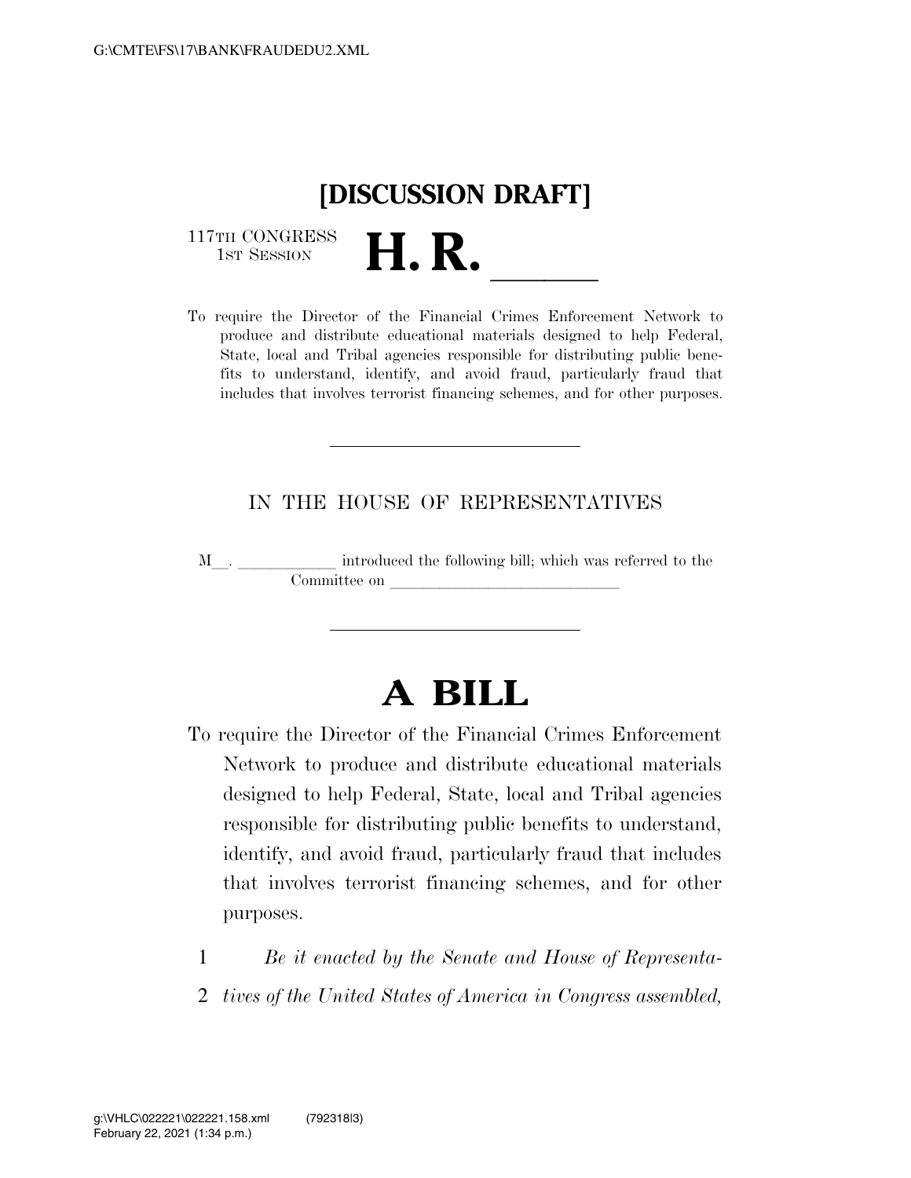# [DISCUSSION DRAFT]

117TH CONGRESS
1ST SESSION

# H. R. \_\_\_\_\_

To require the Director of the Financial Crimes Enforcement Network to produce and distribute educational materials designed to help Federal, State, local and Tribal agencies responsible for distributing public benefits to understand, identify, and avoid fraud, particularly fraud that includes that involves terrorist financing schemes, and for other purposes.

---

IN THE HOUSE OF REPRESENTATIVES

M\_\_. \_\_\_\_\_\_\_\_\_\_\_\_ introduced the following bill; which was referred to the Committee on \_\_\_\_\_\_\_\_\_\_\_\_\_\_\_\_\_\_\_\_\_\_\_\_\_\_\_\_

---

# A BILL

To require the Director of the Financial Crimes Enforcement Network to produce and distribute educational materials designed to help Federal, State, local and Tribal agencies responsible for distributing public benefits to understand, identify, and avoid fraud, particularly fraud that includes that involves terrorist financing schemes, and for other purposes.

1 *Be it enacted by the Senate and House of Representa-*
2 *tives of the United States of America in Congress assembled,*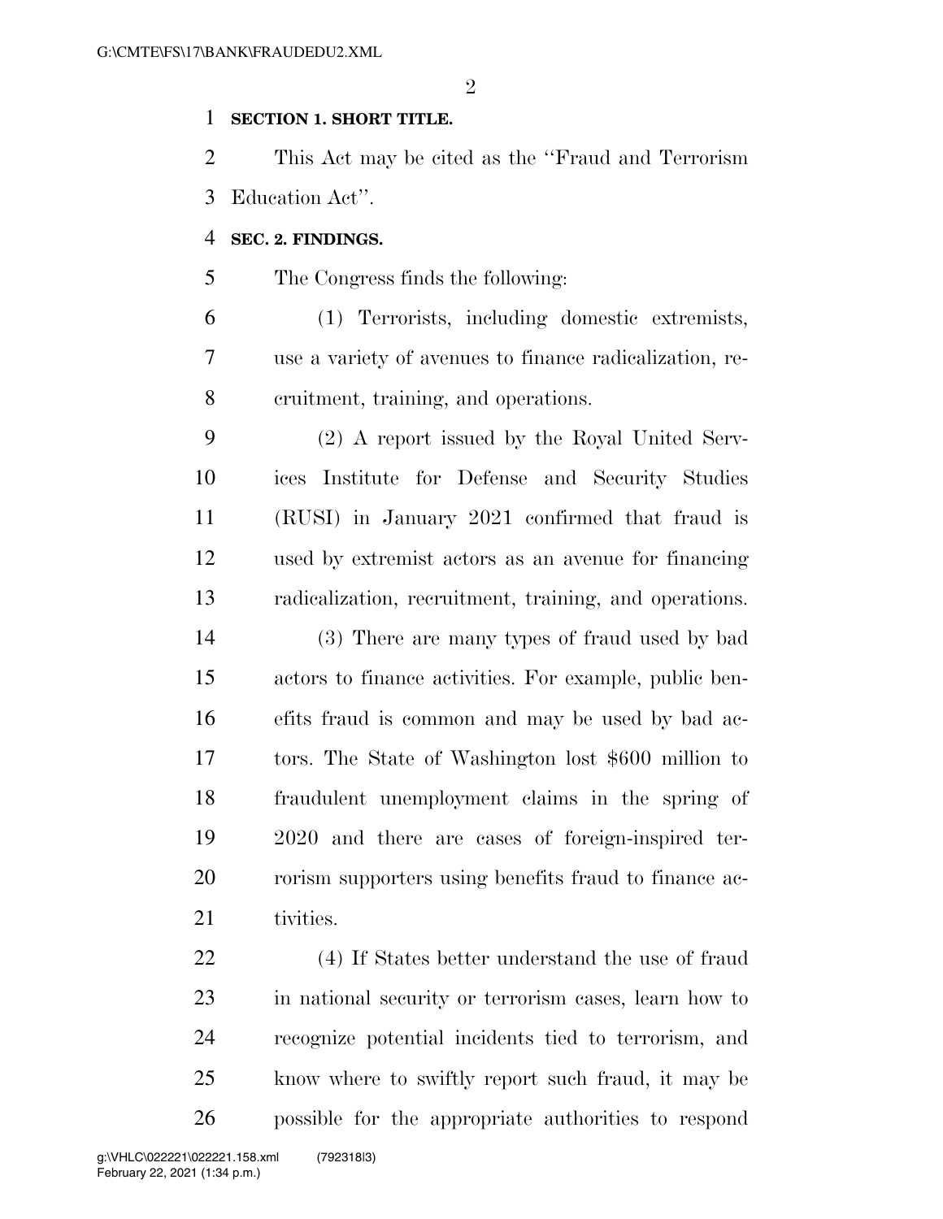**SECTION 1. SHORT TITLE.**

This Act may be cited as the ''Fraud and Terrorism Education Act''.

**SEC. 2. FINDINGS.**

The Congress finds the following:

(1) Terrorists, including domestic extremists, use a variety of avenues to finance radicalization, recruitment, training, and operations.

(2) A report issued by the Royal United Services Institute for Defense and Security Studies (RUSI) in January 2021 confirmed that fraud is used by extremist actors as an avenue for financing radicalization, recruitment, training, and operations.

(3) There are many types of fraud used by bad actors to finance activities. For example, public benefits fraud is common and may be used by bad actors. The State of Washington lost $600 million to fraudulent unemployment claims in the spring of 2020 and there are cases of foreign-inspired terrorism supporters using benefits fraud to finance activities.

(4) If States better understand the use of fraud in national security or terrorism cases, learn how to recognize potential incidents tied to terrorism, and know where to swiftly report such fraud, it may be possible for the appropriate authorities to respond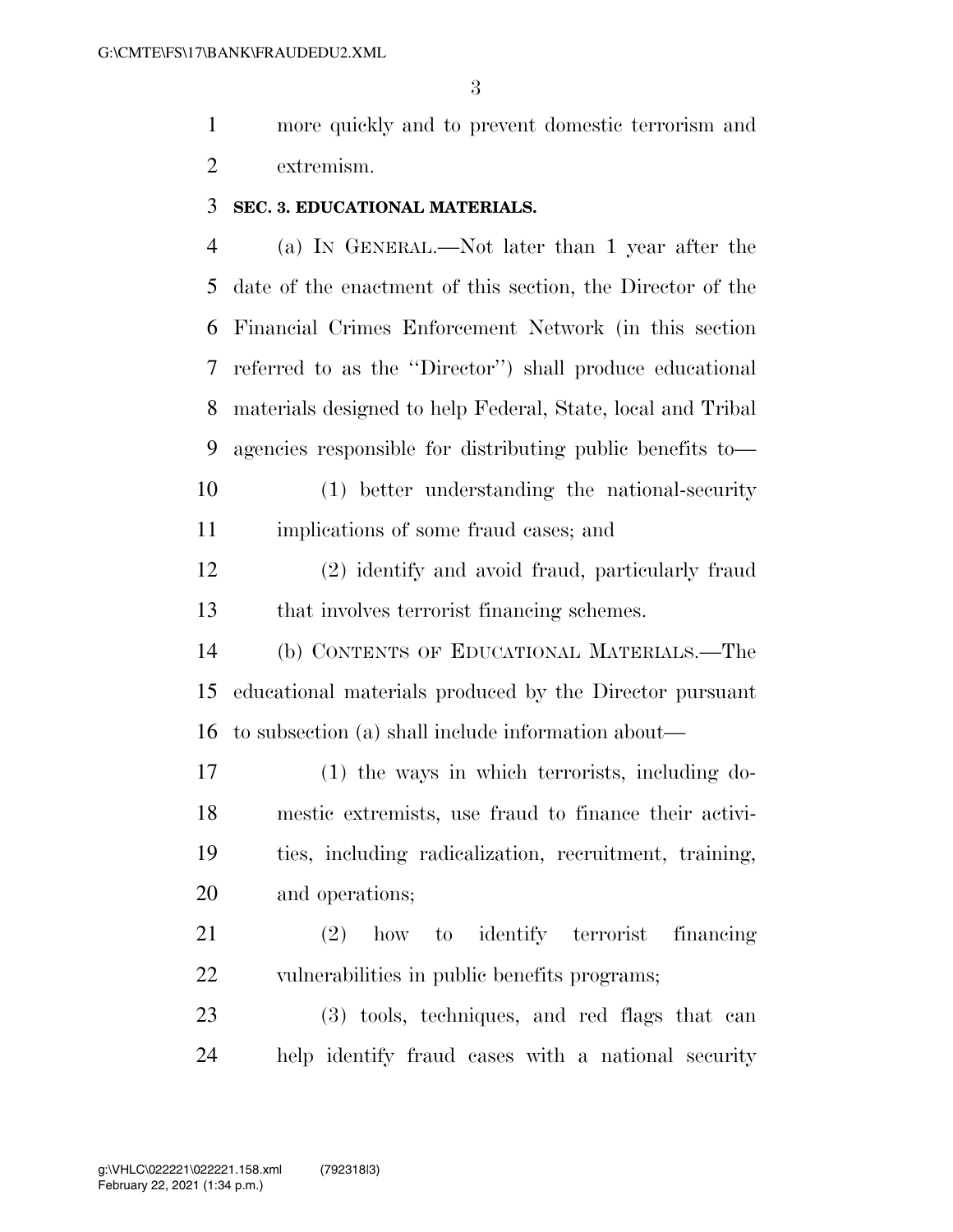more quickly and to prevent domestic terrorism and extremism.

**SEC. 3. EDUCATIONAL MATERIALS.**

(a) IN GENERAL.—Not later than 1 year after the date of the enactment of this section, the Director of the Financial Crimes Enforcement Network (in this section referred to as the ''Director'') shall produce educational materials designed to help Federal, State, local and Tribal agencies responsible for distributing public benefits to—

(1) better understanding the national-security implications of some fraud cases; and

(2) identify and avoid fraud, particularly fraud that involves terrorist financing schemes.

(b) CONTENTS OF EDUCATIONAL MATERIALS.—The educational materials produced by the Director pursuant to subsection (a) shall include information about—

(1) the ways in which terrorists, including domestic extremists, use fraud to finance their activities, including radicalization, recruitment, training, and operations;

(2) how to identify terrorist financing vulnerabilities in public benefits programs;

(3) tools, techniques, and red flags that can help identify fraud cases with a national security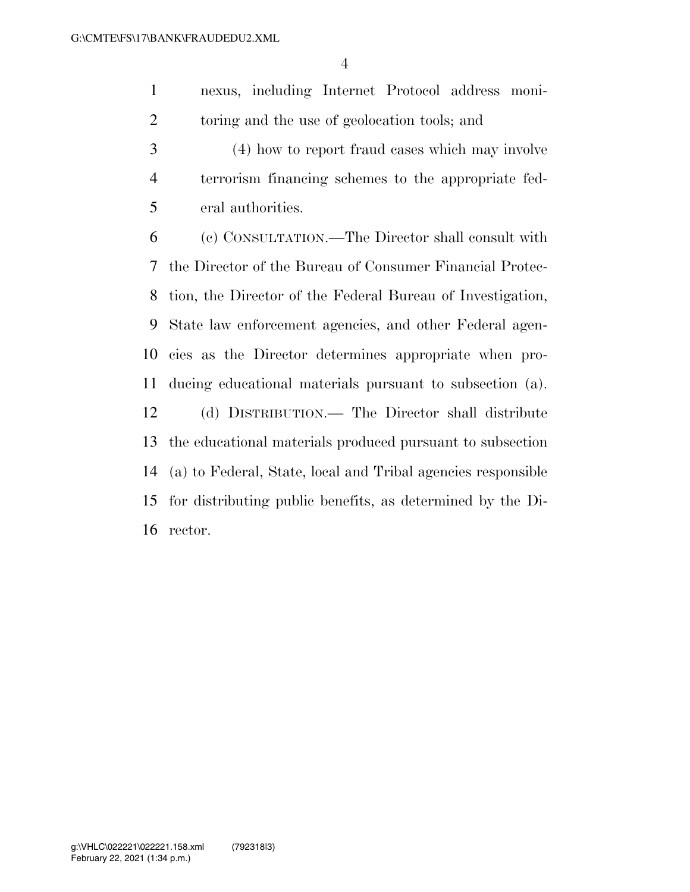nexus, including Internet Protocol address monitoring and the use of geolocation tools; and

(4) how to report fraud cases which may involve terrorism financing schemes to the appropriate federal authorities.

(c) CONSULTATION.—The Director shall consult with the Director of the Bureau of Consumer Financial Protection, the Director of the Federal Bureau of Investigation, State law enforcement agencies, and other Federal agencies as the Director determines appropriate when producing educational materials pursuant to subsection (a).

(d) DISTRIBUTION.— The Director shall distribute the educational materials produced pursuant to subsection (a) to Federal, State, local and Tribal agencies responsible for distributing public benefits, as determined by the Director.